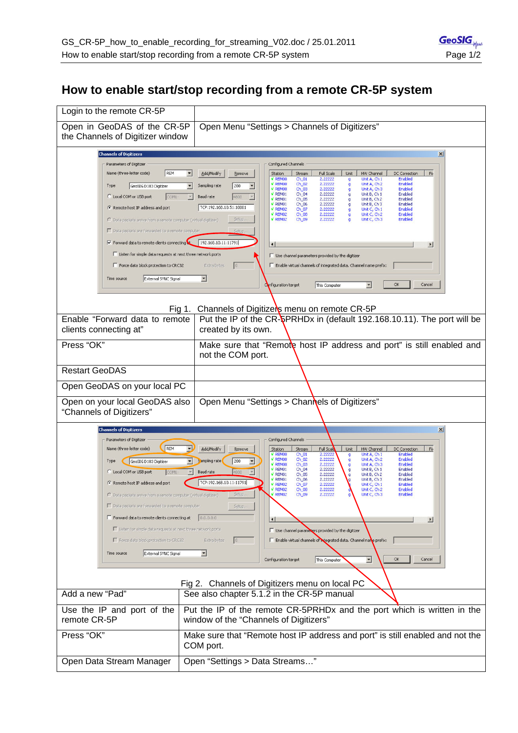# How to enable start/stop recording from a remote CR-5P system

| | |
|---|---|
| Login to the remote CR-5P | |
| Open in GeoDAS of the CR-5P the Channels of Digitizer window | Open Menu "Settings > Channels of Digitizers" |

Fig 1. Channels of Digitizers menu on remote CR-5P

| | |
|---|---|
| Enable "Forward data to remote clients connecting at" | Put the IP of the CR-5PRHDx in (default 192.168.10.11). The port will be created by its own. |
| Press "OK" | Make sure that "Remote host IP address and port" is still enabled and not the COM port. |
| Restart GeoDAS | |
| Open GeoDAS on your local PC | |
| Open on your local GeoDAS also "Channels of Digitizers" | Open Menu "Settings > Channels of Digitizers" |

Fig 2. Channels of Digitizers menu on local PC

| | |
|---|---|
| Add a new "Pad" | See also chapter 5.1.2 in the CR-5P manual |
| Use the IP and port of the remote CR-5P | Put the IP of the remote CR-5PRHDx and the port which is written in the window of the "Channels of Digitizers" |
| Press "OK" | Make sure that "Remote host IP address and port" is still enabled and not the COM port. |
| Open Data Stream Manager | Open "Settings > Data Streams…" |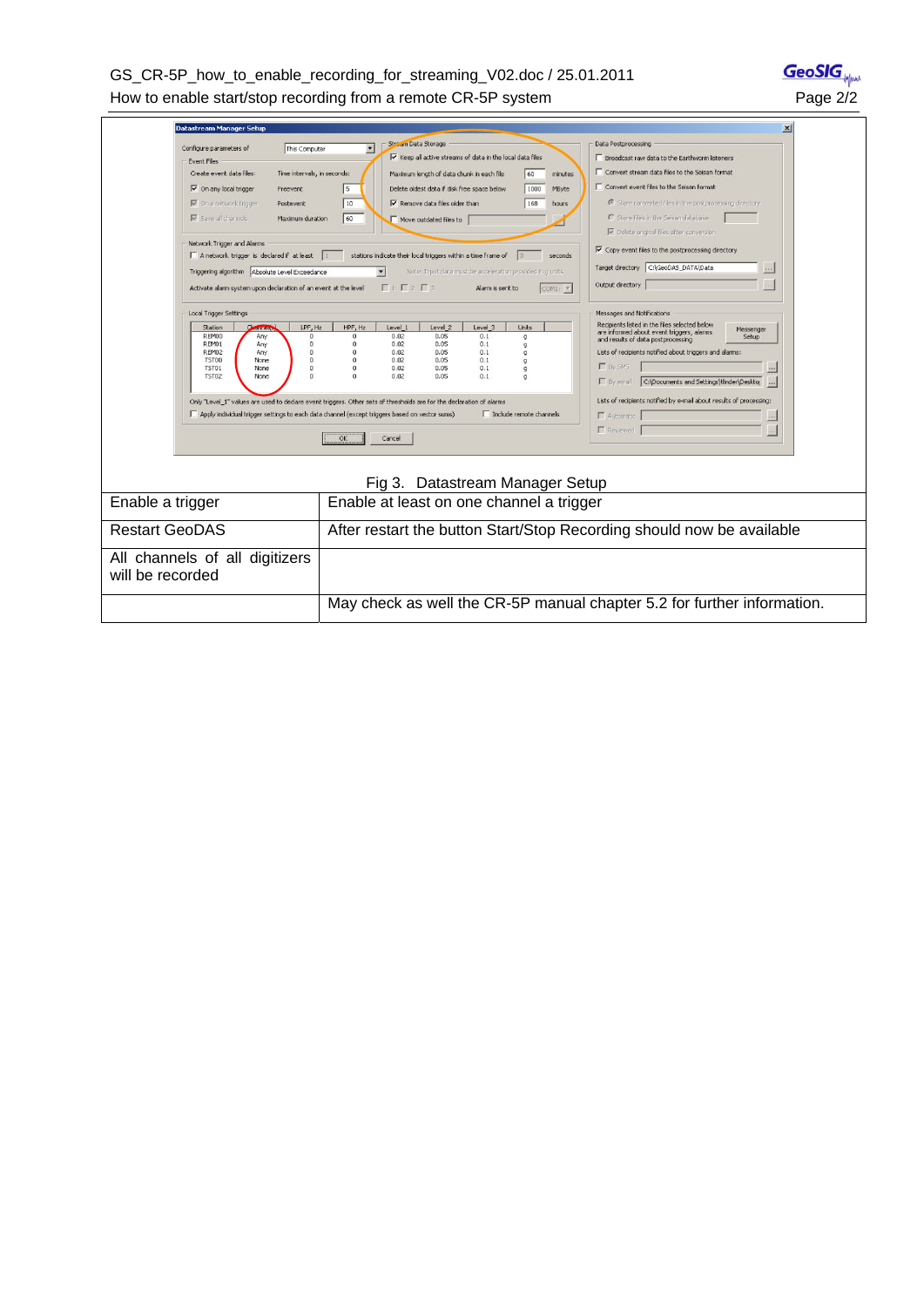Fig 3. Datastream Manager Setup

| | |
|---|---|
| Enable a trigger | Enable at least on one channel a trigger |
| Restart GeoDAS | After restart the button Start/Stop Recording should now be available |
| All channels of all digitizers will be recorded | |
| | May check as well the CR-5P manual chapter 5.2 for further information. |